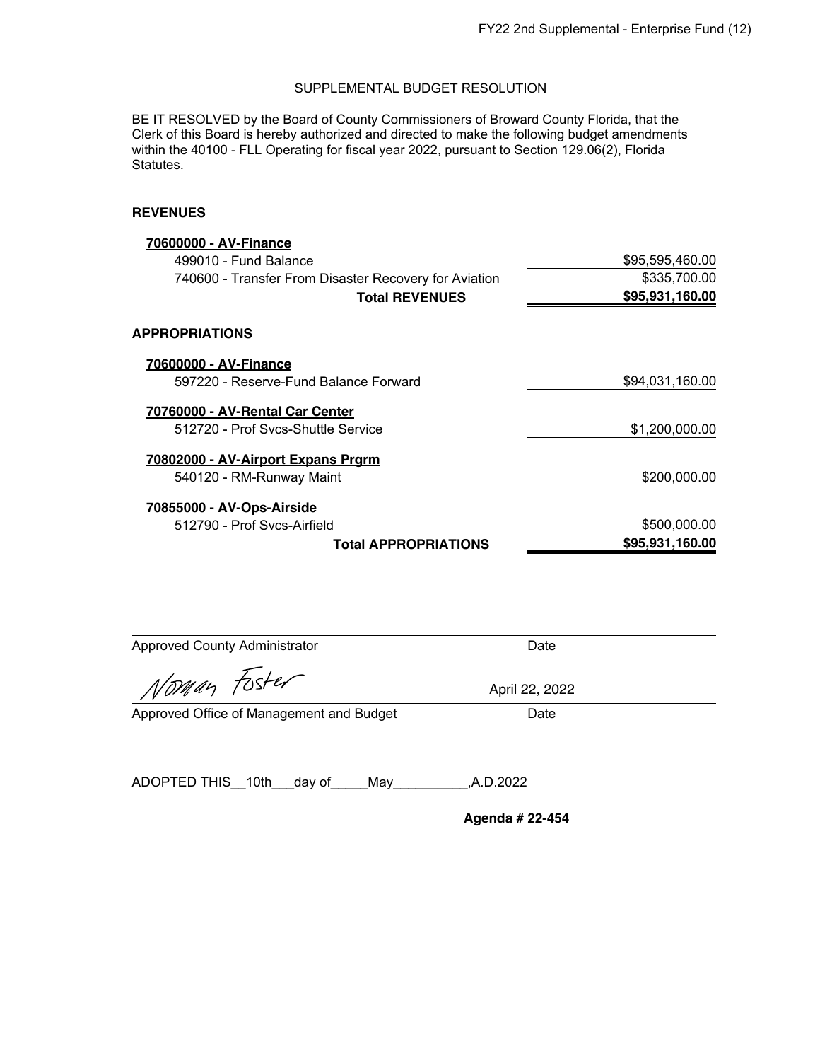SUPPLEMENTAL BUDGET RESOLUTION

BE IT RESOLVED by the Board of County Commissioners of Broward County Florida, that the Clerk of this Board is hereby authorized and directed to make the following budget amendments within the 40100 - FLL Operating for fiscal year 2022, pursuant to Section 129.06(2), Florida Statutes.

**REVENUES**

| | |
|---|---|
| **70600000 - AV-Finance** | |
| 499010 - Fund Balance | $95,595,460.00 |
| 740600 - Transfer From Disaster Recovery for Aviation | $335,700.00 |
| **Total REVENUES** | **$95,931,160.00** |

**APPROPRIATIONS**

| | |
|---|---|
| **70600000 - AV-Finance** | |
| 597220 - Reserve-Fund Balance Forward | $94,031,160.00 |
| **70760000 - AV-Rental Car Center** | |
| 512720 - Prof Svcs-Shuttle Service | $1,200,000.00 |
| **70802000 - AV-Airport Expans Prgrm** | |
| 540120 - RM-Runway Maint | $200,000.00 |
| **70855000 - AV-Ops-Airside** | |
| 512790 - Prof Svcs-Airfield | $500,000.00 |
| **Total APPROPRIATIONS** | **$95,931,160.00** |

Approved County Administrator    Date

Norman Foster    April 22, 2022

Approved Office of Management and Budget    Date

ADOPTED THIS 10th day of May, A.D.2022

**Agenda # 22-454**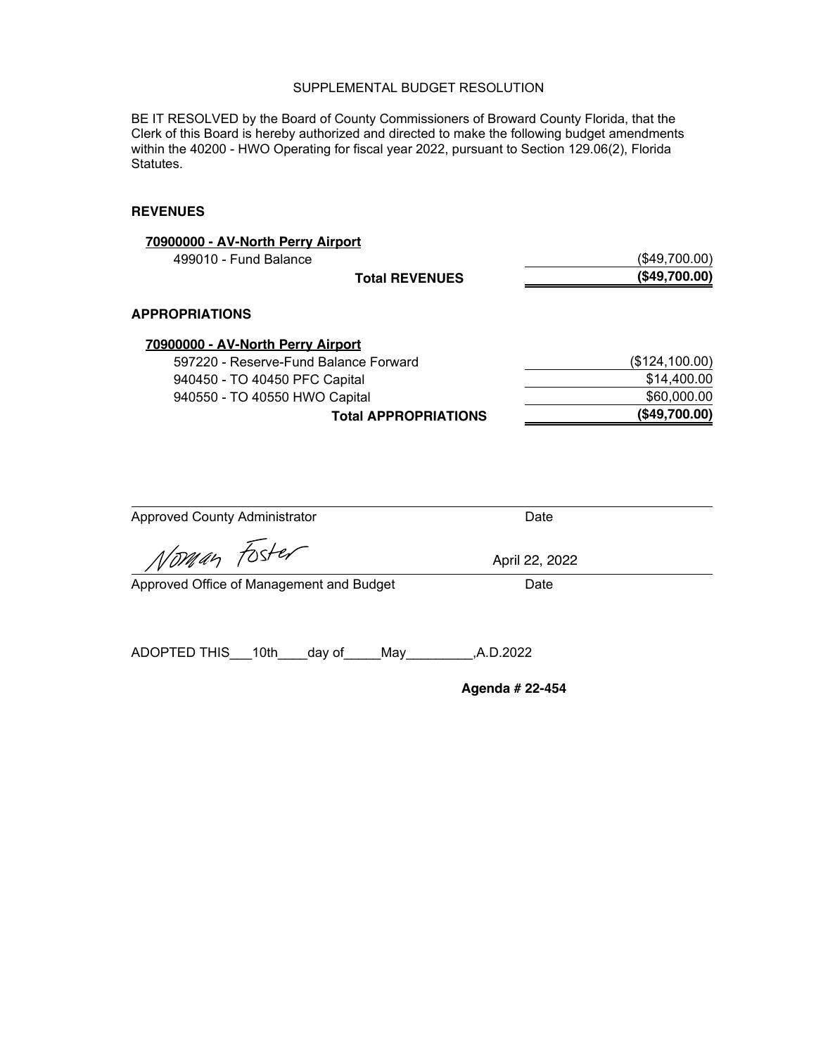SUPPLEMENTAL BUDGET RESOLUTION

BE IT RESOLVED by the Board of County Commissioners of Broward County Florida, that the Clerk of this Board is hereby authorized and directed to make the following budget amendments within the 40200 - HWO Operating for fiscal year 2022, pursuant to Section 129.06(2), Florida Statutes.

**REVENUES**

| | |
|---|---|
| **70900000 - AV-North Perry Airport** | |
| 499010 - Fund Balance | ($49,700.00) |
| **Total REVENUES** | **($49,700.00)** |

**APPROPRIATIONS**

| | |
|---|---|
| **70900000 - AV-North Perry Airport** | |
| 597220 - Reserve-Fund Balance Forward | ($124,100.00) |
| 940450 - TO 40450 PFC Capital | $14,400.00 |
| 940550 - TO 40550 HWO Capital | $60,000.00 |
| **Total APPROPRIATIONS** | **($49,700.00)** |

Approved County Administrator &nbsp;&nbsp;&nbsp;&nbsp; Date

Norman Foster &nbsp;&nbsp;&nbsp;&nbsp; April 22, 2022

Approved Office of Management and Budget &nbsp;&nbsp;&nbsp;&nbsp; Date

ADOPTED THIS___10th____day of_____May_________,A.D.2022

**Agenda # 22-454**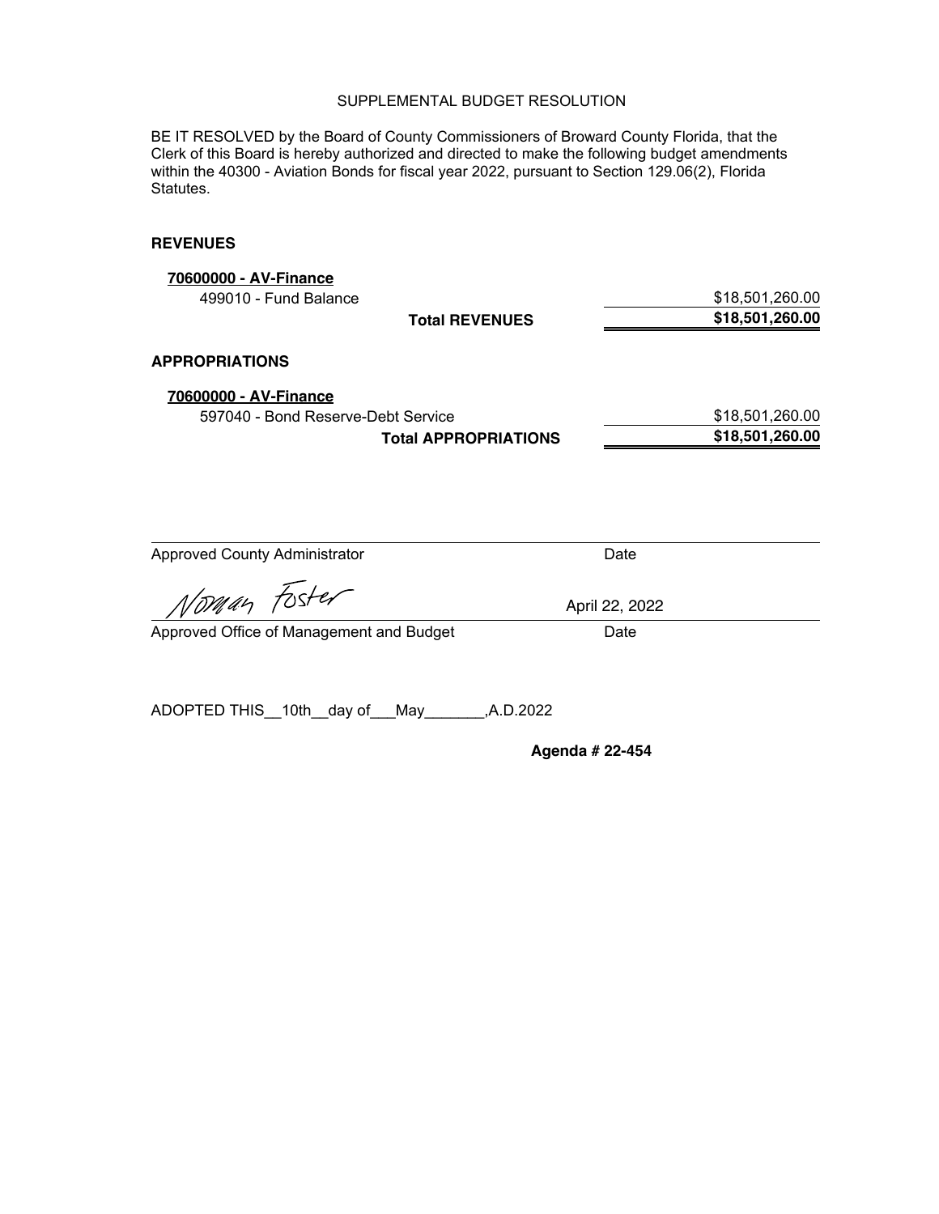SUPPLEMENTAL BUDGET RESOLUTION

BE IT RESOLVED by the Board of County Commissioners of Broward County Florida, that the Clerk of this Board is hereby authorized and directed to make the following budget amendments within the 40300 - Aviation Bonds for fiscal year 2022, pursuant to Section 129.06(2), Florida Statutes.

**REVENUES**

| | |
|---|---|
| **70600000 - AV-Finance** | |
| 499010 - Fund Balance | $18,501,260.00 |
| **Total REVENUES** | **$18,501,260.00** |

**APPROPRIATIONS**

| | |
|---|---|
| **70600000 - AV-Finance** | |
| 597040 - Bond Reserve-Debt Service | $18,501,260.00 |
| **Total APPROPRIATIONS** | **$18,501,260.00** |

Approved County Administrator — Date

Norman Foster — April 22, 2022

Approved Office of Management and Budget — Date

ADOPTED THIS__10th__day of___May_______,A.D.2022

**Agenda # 22-454**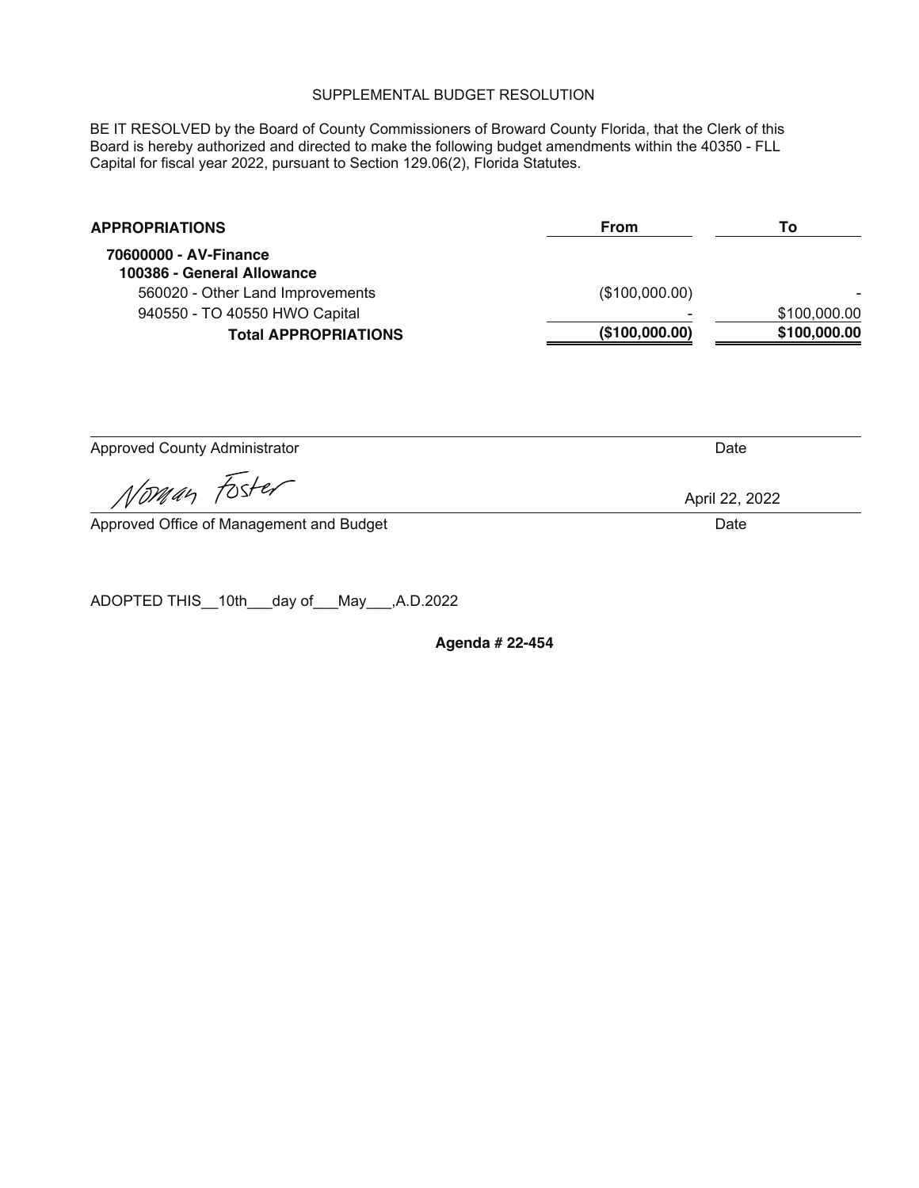# SUPPLEMENTAL BUDGET RESOLUTION

BE IT RESOLVED by the Board of County Commissioners of Broward County Florida, that the Clerk of this Board is hereby authorized and directed to make the following budget amendments within the 40350 - FLL Capital for fiscal year 2022, pursuant to Section 129.06(2), Florida Statutes.

| **APPROPRIATIONS** | **From** | **To** |
|---|---|---|
| **70600000 - AV-Finance** | | |
| **100386 - General Allowance** | | |
| 560020 - Other Land Improvements | ($100,000.00) | - |
| 940550 - TO 40550 HWO Capital | - | $100,000.00 |
| **Total APPROPRIATIONS** | **($100,000.00)** | **$100,000.00** |

Approved County Administrator — Date

Norman Foster — April 22, 2022

Approved Office of Management and Budget — Date

ADOPTED THIS__10th___day of___May___,A.D.2022

**Agenda # 22-454**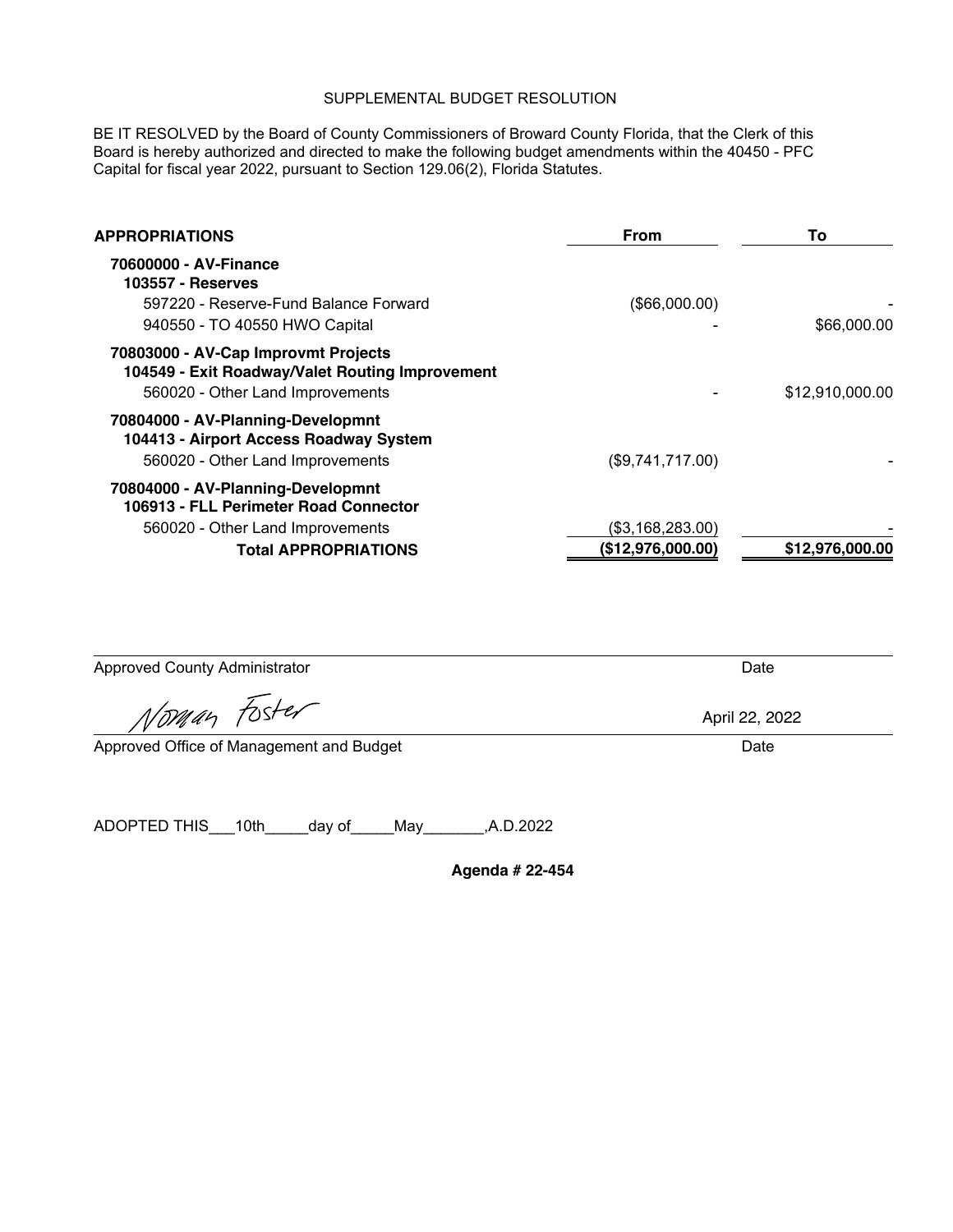# SUPPLEMENTAL BUDGET RESOLUTION

BE IT RESOLVED by the Board of County Commissioners of Broward County Florida, that the Clerk of this Board is hereby authorized and directed to make the following budget amendments within the 40450 - PFC Capital for fiscal year 2022, pursuant to Section 129.06(2), Florida Statutes.

| **APPROPRIATIONS** | **From** | **To** |
|---|---|---|
| **70600000 - AV-Finance** | | |
| **103557 - Reserves** | | |
| 597220 - Reserve-Fund Balance Forward | ($66,000.00) | - |
| 940550 - TO 40550 HWO Capital | - | $66,000.00 |
| **70803000 - AV-Cap Improvmt Projects** | | |
| **104549 - Exit Roadway/Valet Routing Improvement** | | |
| 560020 - Other Land Improvements | - | $12,910,000.00 |
| **70804000 - AV-Planning-Developmnt** | | |
| **104413 - Airport Access Roadway System** | | |
| 560020 - Other Land Improvements | ($9,741,717.00) | - |
| **70804000 - AV-Planning-Developmnt** | | |
| **106913 - FLL Perimeter Road Connector** | | |
| 560020 - Other Land Improvements | ($3,168,283.00) | - |
| **Total APPROPRIATIONS** | **($12,976,000.00)** | **$12,976,000.00** |

Approved County Administrator — Date

Norman Foster — April 22, 2022

Approved Office of Management and Budget — Date

ADOPTED THIS\_\_\_10th\_\_\_\_\_day of\_\_\_\_\_May\_\_\_\_\_\_\_,A.D.2022

**Agenda # 22-454**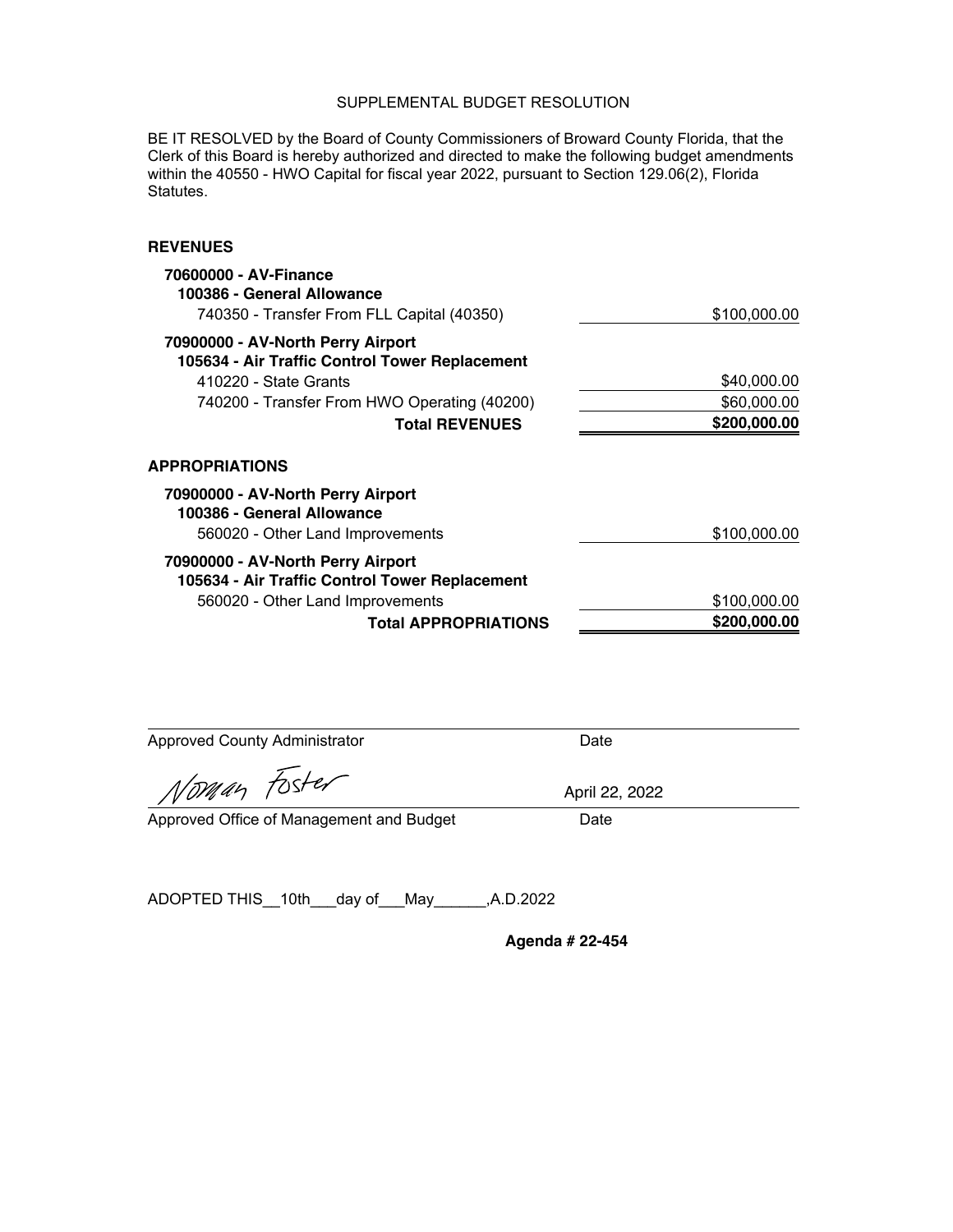# SUPPLEMENTAL BUDGET RESOLUTION

BE IT RESOLVED by the Board of County Commissioners of Broward County Florida, that the Clerk of this Board is hereby authorized and directed to make the following budget amendments within the 40550 - HWO Capital for fiscal year 2022, pursuant to Section 129.06(2), Florida Statutes.

## REVENUES

| | |
|---|---|
| **70600000 - AV-Finance** | |
| **100386 - General Allowance** | |
| 740350 - Transfer From FLL Capital (40350) | $100,000.00 |
| **70900000 - AV-North Perry Airport** | |
| **105634 - Air Traffic Control Tower Replacement** | |
| 410220 - State Grants | $40,000.00 |
| 740200 - Transfer From HWO Operating (40200) | $60,000.00 |
| **Total REVENUES** | **$200,000.00** |

## APPROPRIATIONS

| | |
|---|---|
| **70900000 - AV-North Perry Airport** | |
| **100386 - General Allowance** | |
| 560020 - Other Land Improvements | $100,000.00 |
| **70900000 - AV-North Perry Airport** | |
| **105634 - Air Traffic Control Tower Replacement** | |
| 560020 - Other Land Improvements | $100,000.00 |
| **Total APPROPRIATIONS** | **$200,000.00** |

Approved County Administrator &nbsp;&nbsp;&nbsp;&nbsp; Date

Norman Foster &nbsp;&nbsp;&nbsp;&nbsp; April 22, 2022

Approved Office of Management and Budget &nbsp;&nbsp;&nbsp;&nbsp; Date

ADOPTED THIS__10th___day of___May______,A.D.2022

**Agenda # 22-454**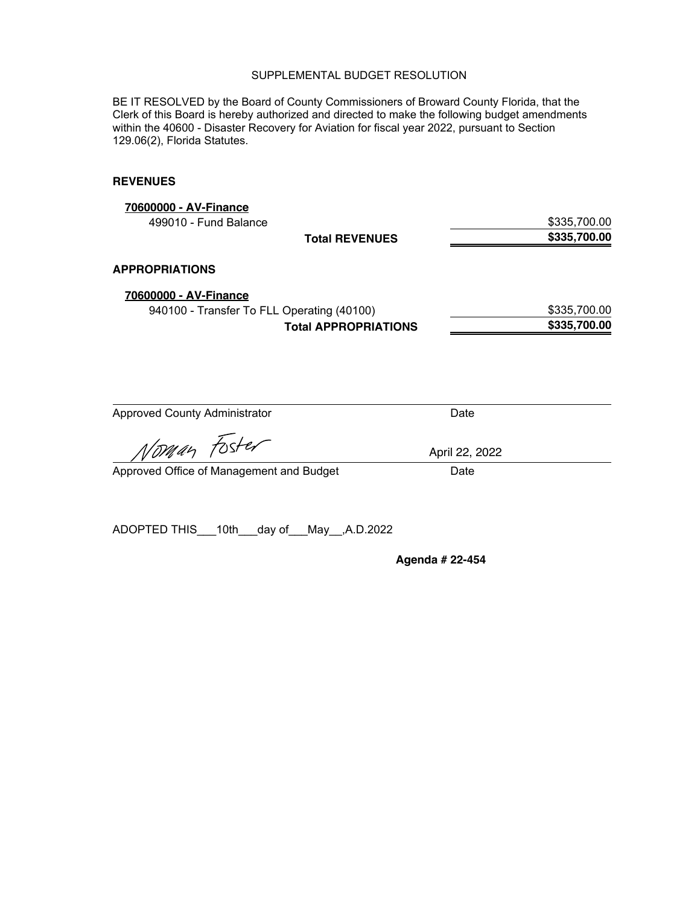# SUPPLEMENTAL BUDGET RESOLUTION

BE IT RESOLVED by the Board of County Commissioners of Broward County Florida, that the Clerk of this Board is hereby authorized and directed to make the following budget amendments within the 40600 - Disaster Recovery for Aviation for fiscal year 2022, pursuant to Section 129.06(2), Florida Statutes.

## REVENUES

| | |
|---|---|
| **70600000 - AV-Finance** | |
| 499010 - Fund Balance | $335,700.00 |
| **Total REVENUES** | **$335,700.00** |

## APPROPRIATIONS

| | |
|---|---|
| **70600000 - AV-Finance** | |
| 940100 - Transfer To FLL Operating (40100) | $335,700.00 |
| **Total APPROPRIATIONS** | **$335,700.00** |

Approved County Administrator — Date

Norman Foster — April 22, 2022

Approved Office of Management and Budget — Date

ADOPTED THIS___10th___day of___May__,A.D.2022

**Agenda # 22-454**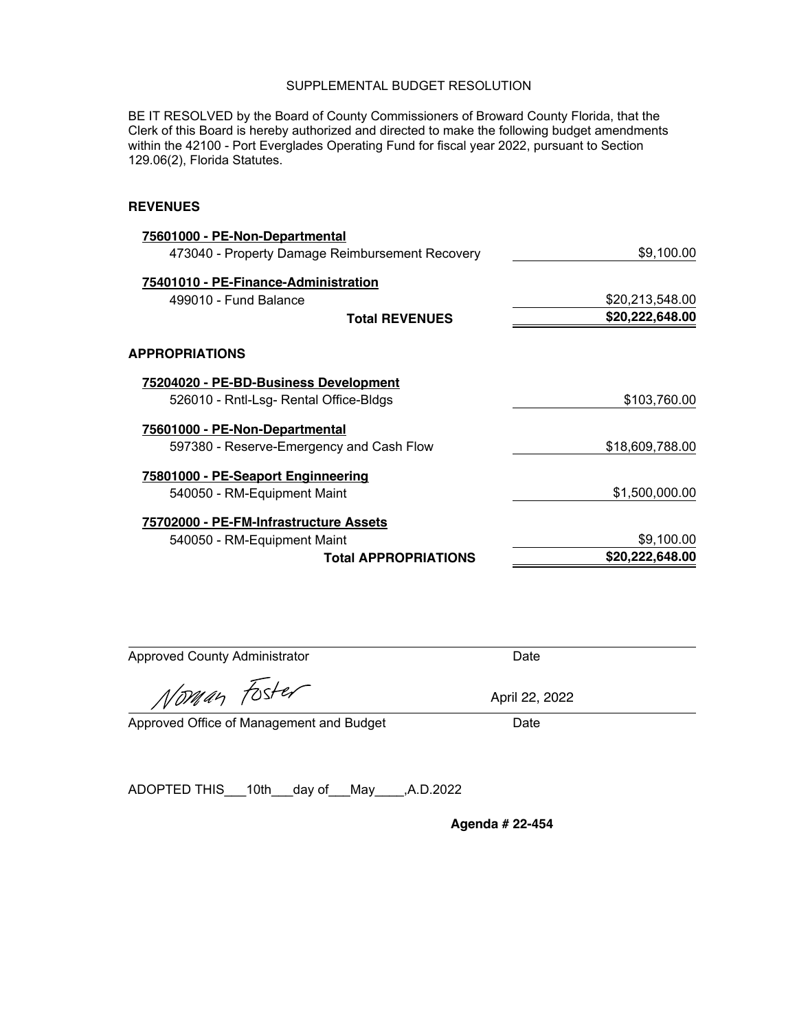SUPPLEMENTAL BUDGET RESOLUTION

BE IT RESOLVED by the Board of County Commissioners of Broward County Florida, that the Clerk of this Board is hereby authorized and directed to make the following budget amendments within the 42100 - Port Everglades Operating Fund for fiscal year 2022, pursuant to Section 129.06(2), Florida Statutes.

**REVENUES**

| | |
|---|---|
| **75601000 - PE-Non-Departmental** | |
| 473040 - Property Damage Reimbursement Recovery | $9,100.00 |
| **75401010 - PE-Finance-Administration** | |
| 499010 - Fund Balance | $20,213,548.00 |
| **Total REVENUES** | **$20,222,648.00** |

**APPROPRIATIONS**

| | |
|---|---|
| **75204020 - PE-BD-Business Development** | |
| 526010 - Rntl-Lsg- Rental Office-Bldgs | $103,760.00 |
| **75601000 - PE-Non-Departmental** | |
| 597380 - Reserve-Emergency and Cash Flow | $18,609,788.00 |
| **75801000 - PE-Seaport Engineering** | |
| 540050 - RM-Equipment Maint | $1,500,000.00 |
| **75702000 - PE-FM-Infrastructure Assets** | |
| 540050 - RM-Equipment Maint | $9,100.00 |
| **Total APPROPRIATIONS** | **$20,222,648.00** |

Approved County Administrator — Date

Norman Foster — April 22, 2022

Approved Office of Management and Budget — Date

ADOPTED THIS___10th___day of___May____,A.D.2022

**Agenda # 22-454**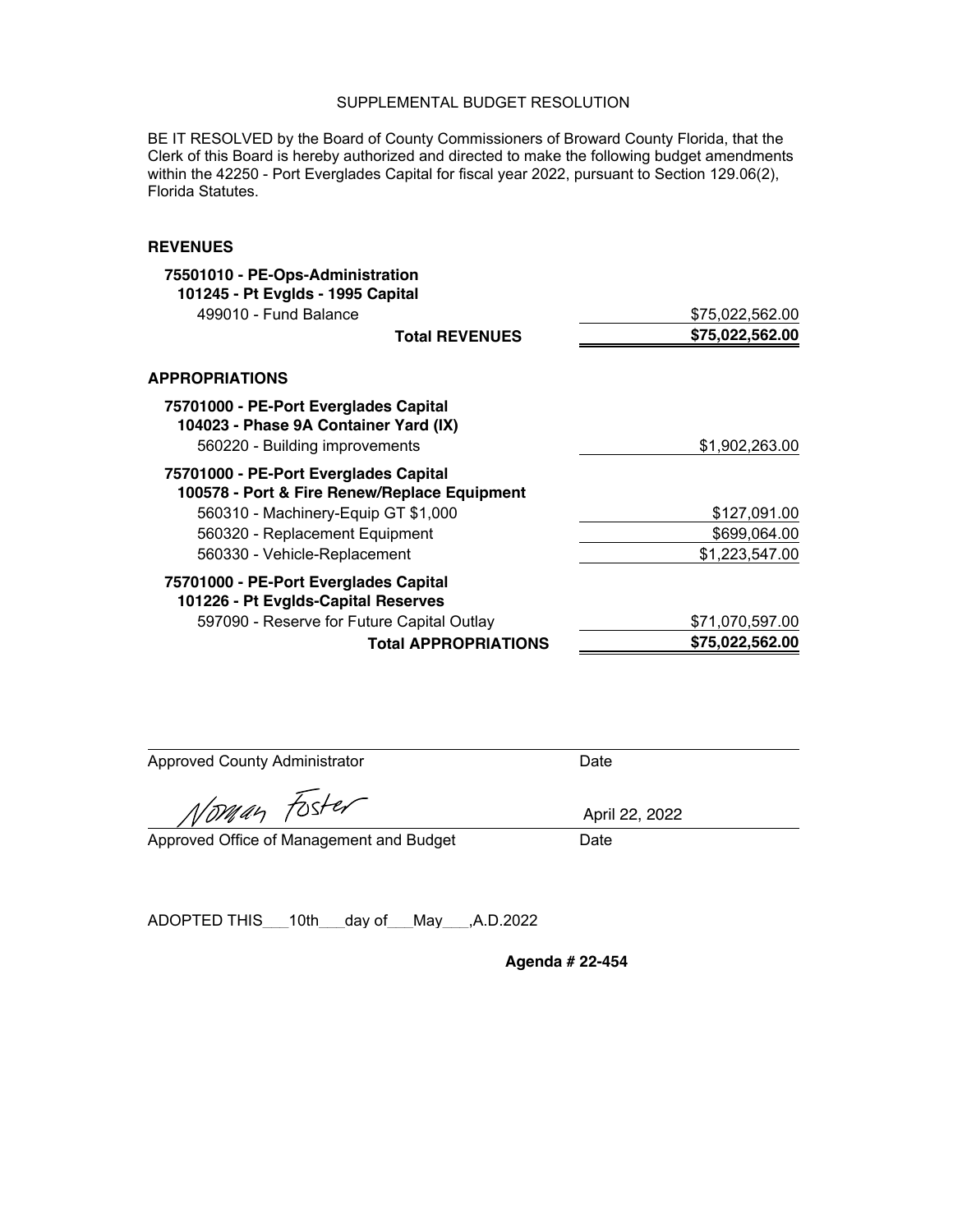SUPPLEMENTAL BUDGET RESOLUTION

BE IT RESOLVED by the Board of County Commissioners of Broward County Florida, that the Clerk of this Board is hereby authorized and directed to make the following budget amendments within the 42250 - Port Everglades Capital for fiscal year 2022, pursuant to Section 129.06(2), Florida Statutes.

**REVENUES**

| | |
|---|---|
| **75501010 - PE-Ops-Administration** | |
| **101245 - Pt Evglds - 1995 Capital** | |
| 499010 - Fund Balance | $75,022,562.00 |
| **Total REVENUES** | **$75,022,562.00** |

**APPROPRIATIONS**

| | |
|---|---|
| **75701000 - PE-Port Everglades Capital** | |
| **104023 - Phase 9A Container Yard (IX)** | |
| 560220 - Building improvements | $1,902,263.00 |
| **75701000 - PE-Port Everglades Capital** | |
| **100578 - Port & Fire Renew/Replace Equipment** | |
| 560310 - Machinery-Equip GT $1,000 | $127,091.00 |
| 560320 - Replacement Equipment | $699,064.00 |
| 560330 - Vehicle-Replacement | $1,223,547.00 |
| **75701000 - PE-Port Everglades Capital** | |
| **101226 - Pt Evglds-Capital Reserves** | |
| 597090 - Reserve for Future Capital Outlay | $71,070,597.00 |
| **Total APPROPRIATIONS** | **$75,022,562.00** |

Approved County Administrator ______________ Date ______________

Norman Foster ______________ April 22, 2022

Approved Office of Management and Budget ______________ Date

ADOPTED THIS___10th___day of___May___,A.D.2022

**Agenda # 22-454**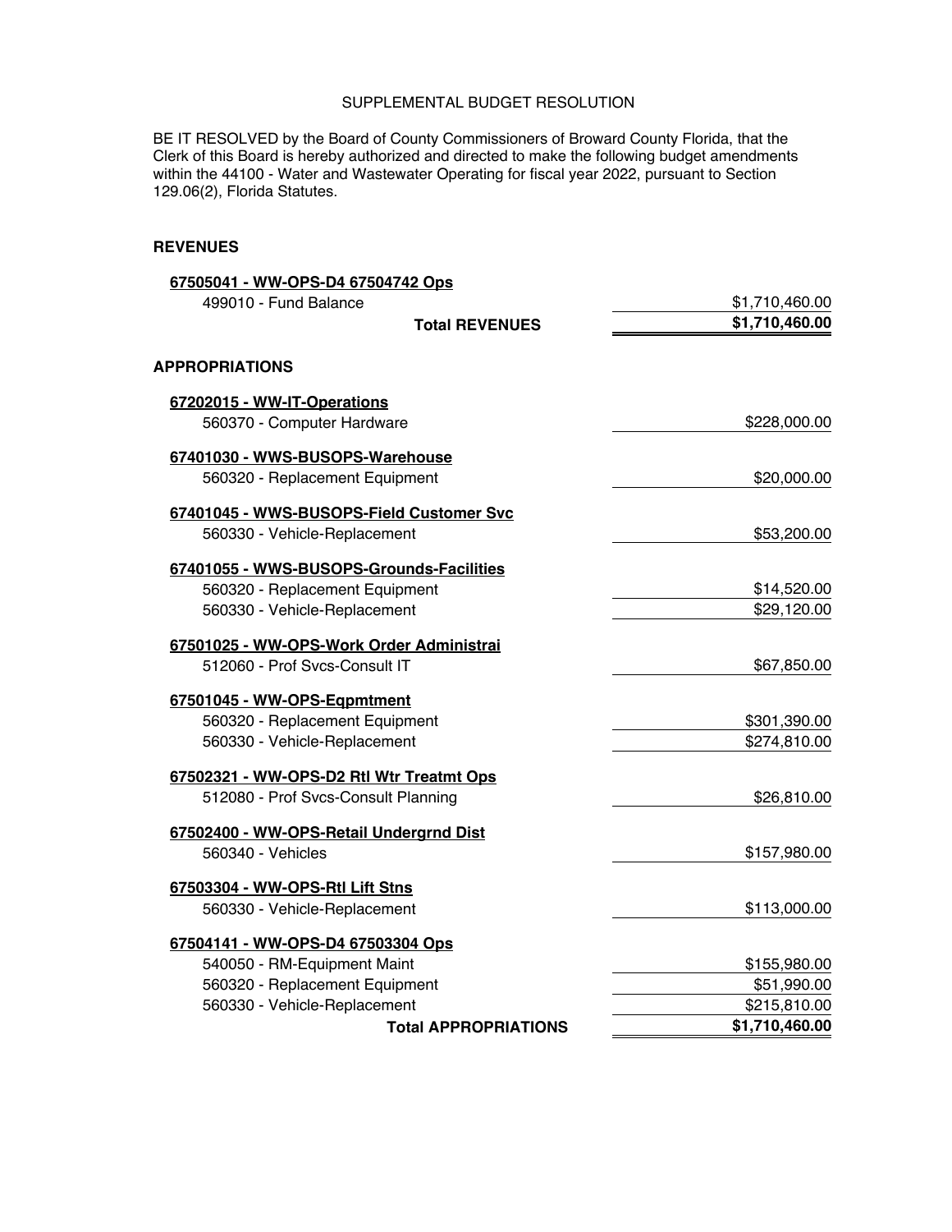# SUPPLEMENTAL BUDGET RESOLUTION

BE IT RESOLVED by the Board of County Commissioners of Broward County Florida, that the Clerk of this Board is hereby authorized and directed to make the following budget amendments within the 44100 - Water and Wastewater Operating for fiscal year 2022, pursuant to Section 129.06(2), Florida Statutes.

**REVENUES**

| | |
|---|---|
| **67505041 - WW-OPS-D4 67504742 Ops** | |
| 499010 - Fund Balance | $1,710,460.00 |
| **Total REVENUES** | **$1,710,460.00** |

**APPROPRIATIONS**

| | |
|---|---|
| **67202015 - WW-IT-Operations** | |
| 560370 - Computer Hardware | $228,000.00 |
| **67401030 - WWS-BUSOPS-Warehouse** | |
| 560320 - Replacement Equipment | $20,000.00 |
| **67401045 - WWS-BUSOPS-Field Customer Svc** | |
| 560330 - Vehicle-Replacement | $53,200.00 |
| **67401055 - WWS-BUSOPS-Grounds-Facilities** | |
| 560320 - Replacement Equipment | $14,520.00 |
| 560330 - Vehicle-Replacement | $29,120.00 |
| **67501025 - WW-OPS-Work Order Administrai** | |
| 512060 - Prof Svcs-Consult IT | $67,850.00 |
| **67501045 - WW-OPS-Eqpmtment** | |
| 560320 - Replacement Equipment | $301,390.00 |
| 560330 - Vehicle-Replacement | $274,810.00 |
| **67502321 - WW-OPS-D2 Rtl Wtr Treatmt Ops** | |
| 512080 - Prof Svcs-Consult Planning | $26,810.00 |
| **67502400 - WW-OPS-Retail Undergrnd Dist** | |
| 560340 - Vehicles | $157,980.00 |
| **67503304 - WW-OPS-Rtl Lift Stns** | |
| 560330 - Vehicle-Replacement | $113,000.00 |
| **67504141 - WW-OPS-D4 67503304 Ops** | |
| 540050 - RM-Equipment Maint | $155,980.00 |
| 560320 - Replacement Equipment | $51,990.00 |
| 560330 - Vehicle-Replacement | $215,810.00 |
| **Total APPROPRIATIONS** | **$1,710,460.00** |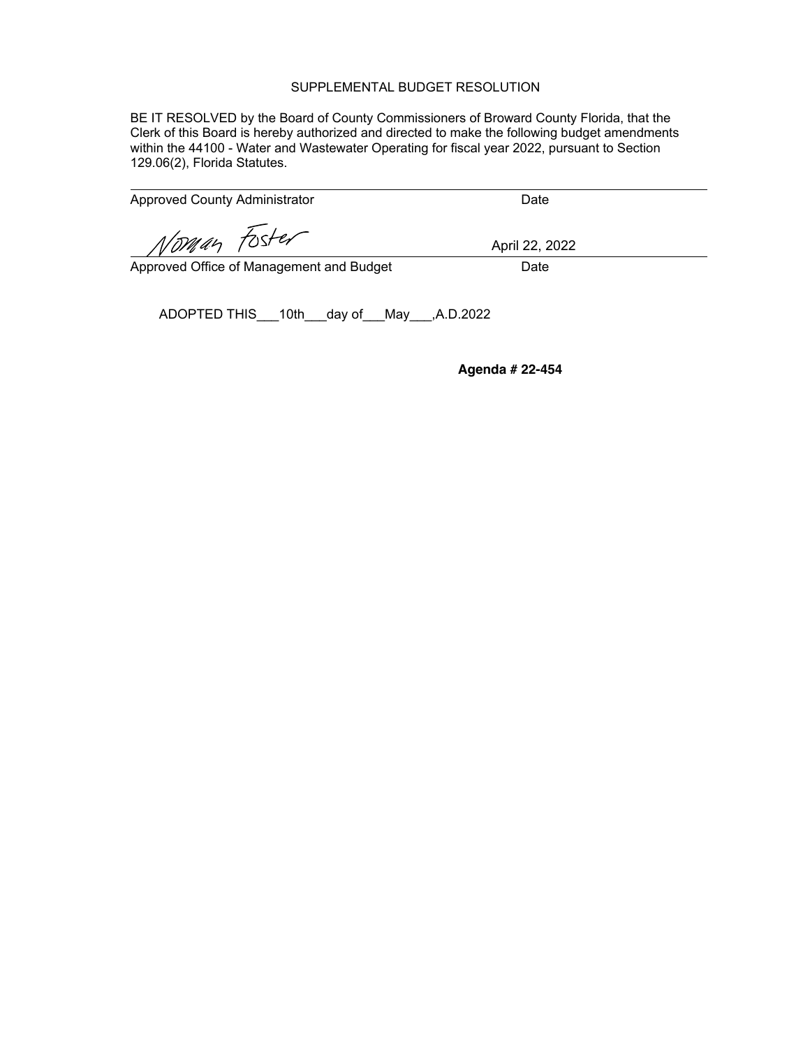# SUPPLEMENTAL BUDGET RESOLUTION

BE IT RESOLVED by the Board of County Commissioners of Broward County Florida, that the Clerk of this Board is hereby authorized and directed to make the following budget amendments within the 44100 - Water and Wastewater Operating for fiscal year 2022, pursuant to Section 129.06(2), Florida Statutes.

Approved County Administrator　　　　　　　　　　Date

Norman Foster　　　　　　　　　　April 22, 2022

Approved Office of Management and Budget　　　　　　　　　　Date

ADOPTED THIS___10th___day of___May___,A.D.2022

**Agenda # 22-454**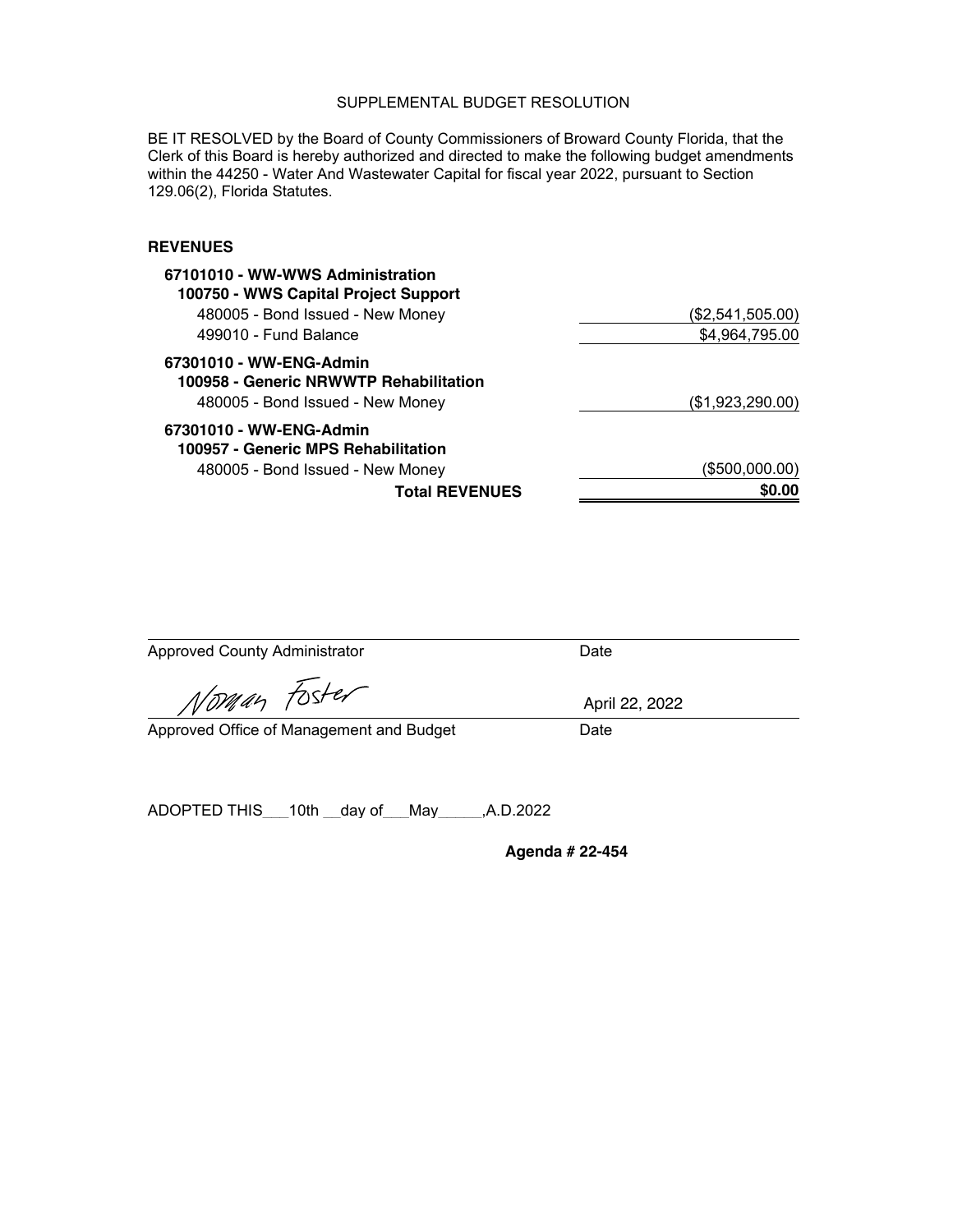# SUPPLEMENTAL BUDGET RESOLUTION

BE IT RESOLVED by the Board of County Commissioners of Broward County Florida, that the Clerk of this Board is hereby authorized and directed to make the following budget amendments within the 44250 - Water And Wastewater Capital for fiscal year 2022, pursuant to Section 129.06(2), Florida Statutes.

## REVENUES

| | |
|---|---|
| **67101010 - WW-WWS Administration** | |
| **100750 - WWS Capital Project Support** | |
| 480005 - Bond Issued - New Money | ($2,541,505.00) |
| 499010 - Fund Balance | $4,964,795.00 |
| **67301010 - WW-ENG-Admin** | |
| **100958 - Generic NRWWTP Rehabilitation** | |
| 480005 - Bond Issued - New Money | ($1,923,290.00) |
| **67301010 - WW-ENG-Admin** | |
| **100957 - Generic MPS Rehabilitation** | |
| 480005 - Bond Issued - New Money | ($500,000.00) |
| **Total REVENUES** | **$0.00** |

Approved County Administrator Date

Norman Foster April 22, 2022

Approved Office of Management and Budget Date

ADOPTED THIS 10th day of May ,A.D.2022

**Agenda # 22-454**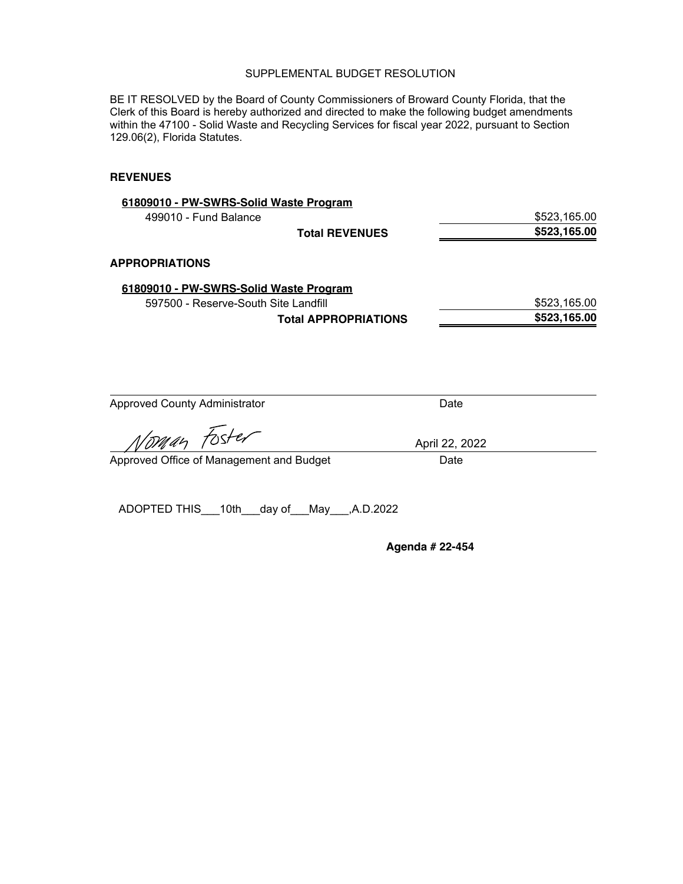SUPPLEMENTAL BUDGET RESOLUTION

BE IT RESOLVED by the Board of County Commissioners of Broward County Florida, that the Clerk of this Board is hereby authorized and directed to make the following budget amendments within the 47100 - Solid Waste and Recycling Services for fiscal year 2022, pursuant to Section 129.06(2), Florida Statutes.

**REVENUES**

| | |
|---|---|
| **61809010 - PW-SWRS-Solid Waste Program** | |
| 499010 - Fund Balance | $523,165.00 |
| **Total REVENUES** | **$523,165.00** |

**APPROPRIATIONS**

| | |
|---|---|
| **61809010 - PW-SWRS-Solid Waste Program** | |
| 597500 - Reserve-South Site Landfill | $523,165.00 |
| **Total APPROPRIATIONS** | **$523,165.00** |

Approved County Administrator &nbsp;&nbsp;&nbsp;&nbsp; Date

Norman Foster &nbsp;&nbsp;&nbsp;&nbsp; April 22, 2022

Approved Office of Management and Budget &nbsp;&nbsp;&nbsp;&nbsp; Date

ADOPTED THIS___10th___day of___May___,A.D.2022

**Agenda # 22-454**